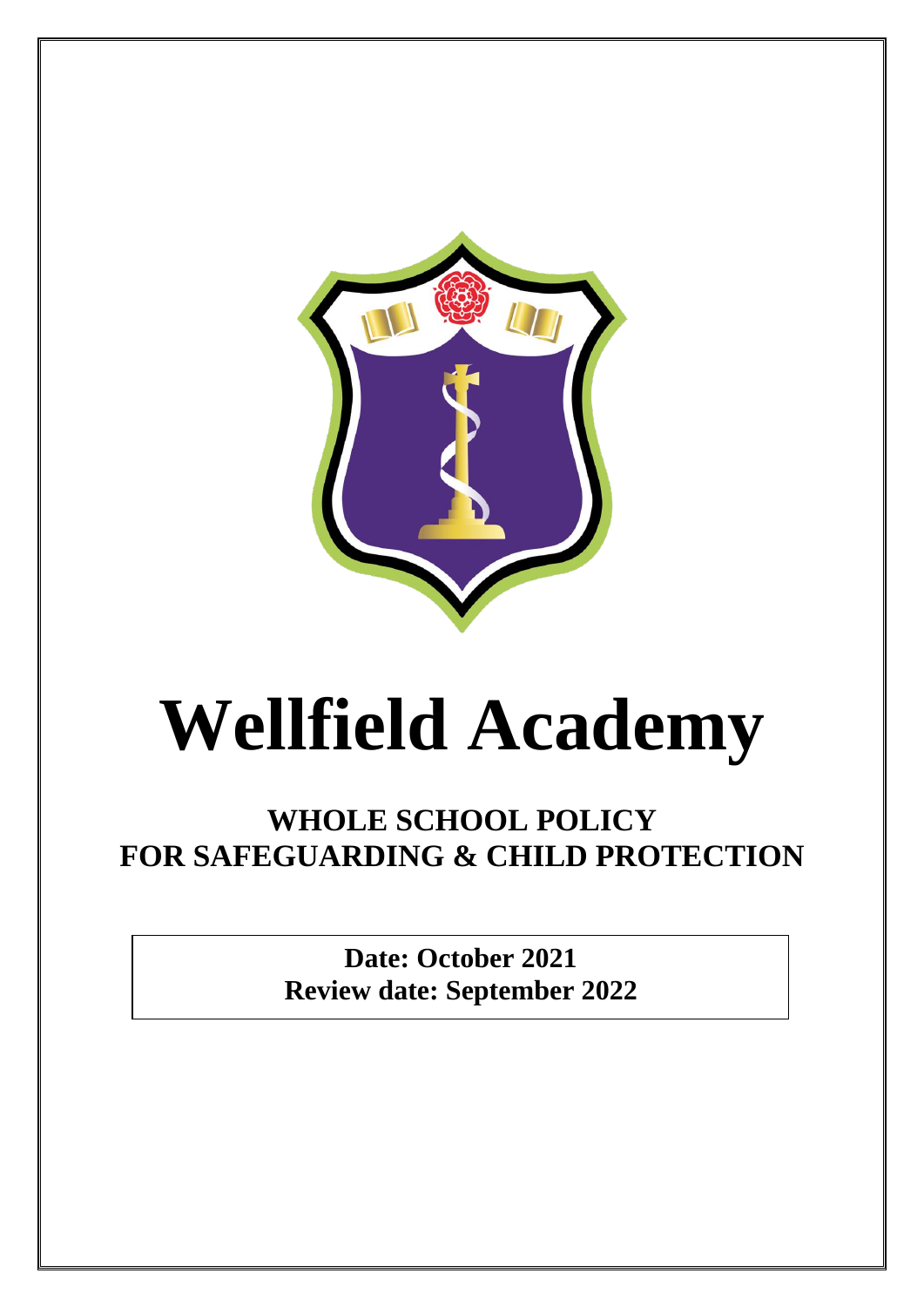# Wellfield Academy

## WHOLE SCHOOL POLICY FOR SAFEGUARDING & CHILD PROTECTION

**Date: October 2021**
**Review date: September 2022**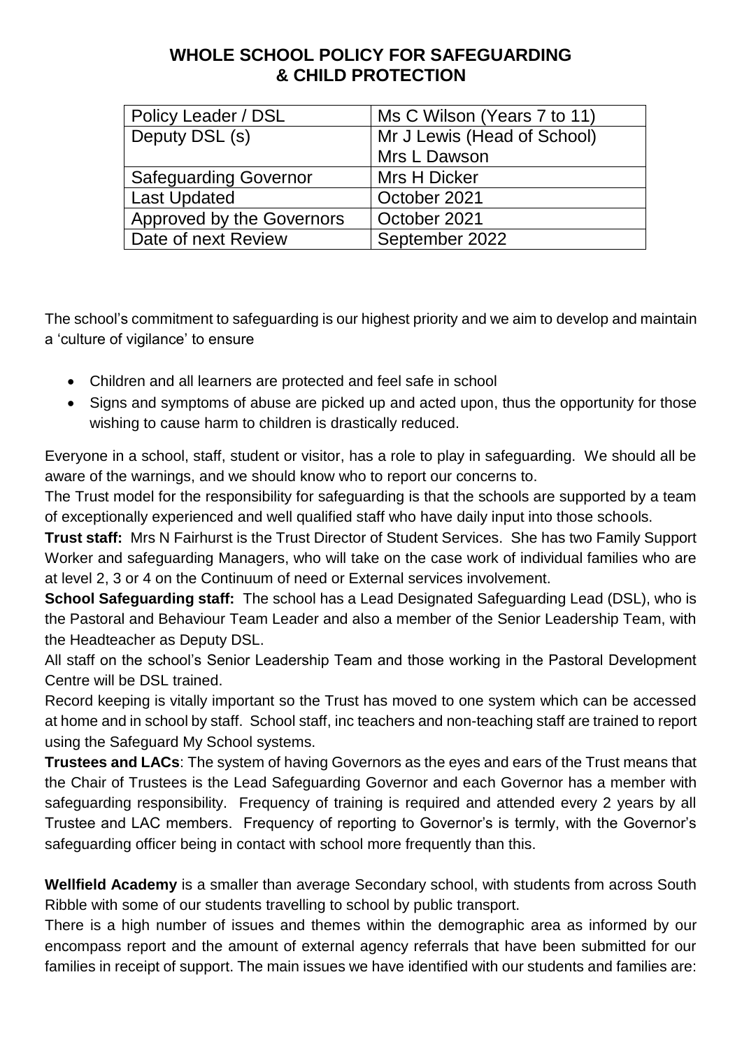# WHOLE SCHOOL POLICY FOR SAFEGUARDING & CHILD PROTECTION

| Policy Leader / DSL | Ms C Wilson (Years 7 to 11) |
|---|---|
| Deputy DSL (s) | Mr J Lewis (Head of School)<br>Mrs L Dawson |
| Safeguarding Governor | Mrs H Dicker |
| Last Updated | October 2021 |
| Approved by the Governors | October 2021 |
| Date of next Review | September 2022 |

The school's commitment to safeguarding is our highest priority and we aim to develop and maintain a 'culture of vigilance' to ensure

- Children and all learners are protected and feel safe in school
- Signs and symptoms of abuse are picked up and acted upon, thus the opportunity for those wishing to cause harm to children is drastically reduced.

Everyone in a school, staff, student or visitor, has a role to play in safeguarding. We should all be aware of the warnings, and we should know who to report our concerns to.

The Trust model for the responsibility for safeguarding is that the schools are supported by a team of exceptionally experienced and well qualified staff who have daily input into those schools.

**Trust staff:** Mrs N Fairhurst is the Trust Director of Student Services. She has two Family Support Worker and safeguarding Managers, who will take on the case work of individual families who are at level 2, 3 or 4 on the Continuum of need or External services involvement.

**School Safeguarding staff:** The school has a Lead Designated Safeguarding Lead (DSL), who is the Pastoral and Behaviour Team Leader and also a member of the Senior Leadership Team, with the Headteacher as Deputy DSL.

All staff on the school's Senior Leadership Team and those working in the Pastoral Development Centre will be DSL trained.

Record keeping is vitally important so the Trust has moved to one system which can be accessed at home and in school by staff. School staff, inc teachers and non-teaching staff are trained to report using the Safeguard My School systems.

**Trustees and LACs**: The system of having Governors as the eyes and ears of the Trust means that the Chair of Trustees is the Lead Safeguarding Governor and each Governor has a member with safeguarding responsibility. Frequency of training is required and attended every 2 years by all Trustee and LAC members. Frequency of reporting to Governor's is termly, with the Governor's safeguarding officer being in contact with school more frequently than this.

**Wellfield Academy** is a smaller than average Secondary school, with students from across South Ribble with some of our students travelling to school by public transport.

There is a high number of issues and themes within the demographic area as informed by our encompass report and the amount of external agency referrals that have been submitted for our families in receipt of support. The main issues we have identified with our students and families are: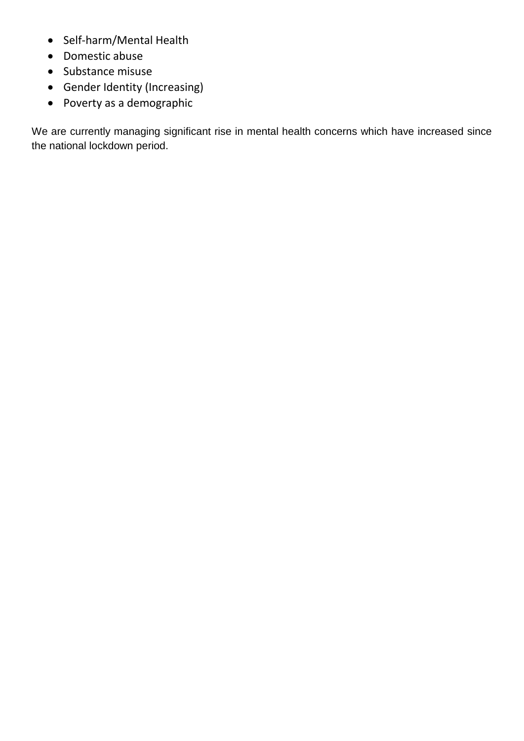- Self-harm/Mental Health
- Domestic abuse
- Substance misuse
- Gender Identity (Increasing)
- Poverty as a demographic

We are currently managing significant rise in mental health concerns which have increased since the national lockdown period.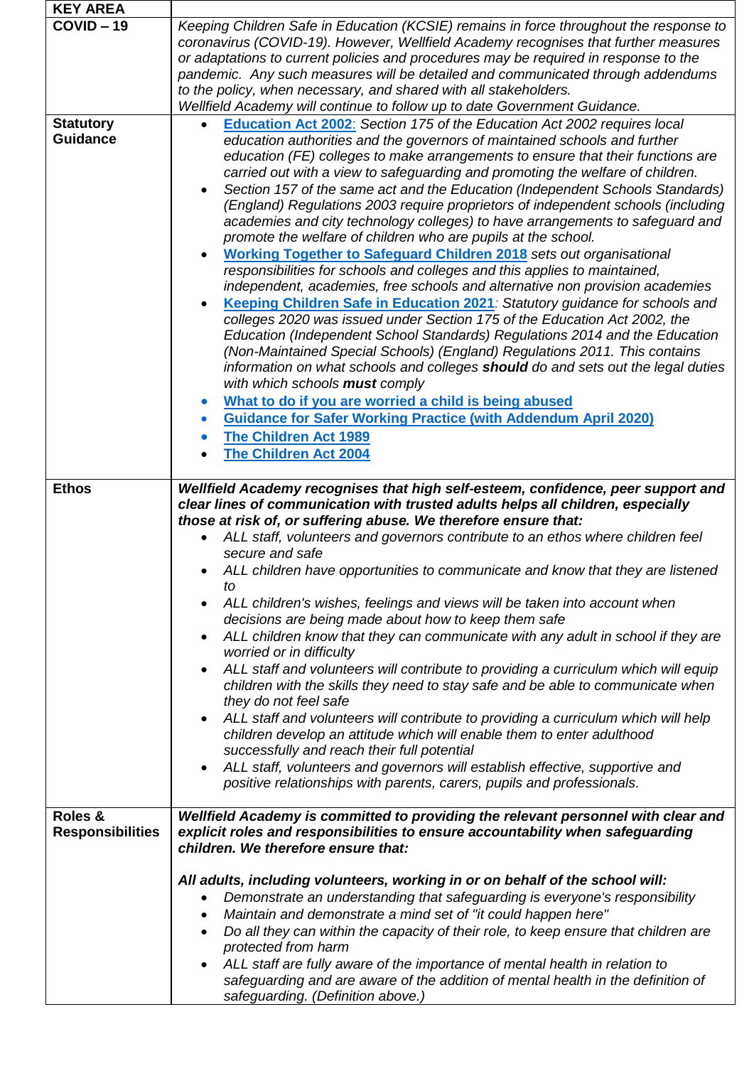| KEY AREA | |
|---|---|
| **COVID – 19** | *Keeping Children Safe in Education (KCSIE) remains in force throughout the response to coronavirus (COVID-19). However, Wellfield Academy recognises that further measures or adaptations to current policies and procedures may be required in response to the pandemic. Any such measures will be detailed and communicated through addendums to the policy, when necessary, and shared with all stakeholders.*<br>*Wellfield Academy will continue to follow up to date Government Guidance.* |
| **Statutory Guidance** | • **Education Act 2002**: *Section 175 of the Education Act 2002 requires local education authorities and the governors of maintained schools and further education (FE) colleges to make arrangements to ensure that their functions are carried out with a view to safeguarding and promoting the welfare of children.*<br>• *Section 157 of the same act and the Education (Independent Schools Standards) (England) Regulations 2003 require proprietors of independent schools (including academies and city technology colleges) to have arrangements to safeguard and promote the welfare of children who are pupils at the school.*<br>• **Working Together to Safeguard Children 2018** *sets out organisational responsibilities for schools and colleges and this applies to maintained, independent, academies, free schools and alternative non provision academies*<br>• **Keeping Children Safe in Education 2021**: *Statutory guidance for schools and colleges 2020 was issued under Section 175 of the Education Act 2002, the Education (Independent School Standards) Regulations 2014 and the Education (Non-Maintained Special Schools) (England) Regulations 2011. This contains information on what schools and colleges* ***should*** *do and sets out the legal duties with which schools* ***must*** *comply*<br>• **What to do if you are worried a child is being abused**<br>• **Guidance for Safer Working Practice (with Addendum April 2020)**<br>• **The Children Act 1989**<br>• **The Children Act 2004** |
| **Ethos** | ***Wellfield Academy recognises that high self-esteem, confidence, peer support and clear lines of communication with trusted adults helps all children, especially those at risk of, or suffering abuse. We therefore ensure that:***<br>• *ALL staff, volunteers and governors contribute to an ethos where children feel secure and safe*<br>• *ALL children have opportunities to communicate and know that they are listened to*<br>• *ALL children's wishes, feelings and views will be taken into account when decisions are being made about how to keep them safe*<br>• *ALL children know that they can communicate with any adult in school if they are worried or in difficulty*<br>• *ALL staff and volunteers will contribute to providing a curriculum which will equip children with the skills they need to stay safe and be able to communicate when they do not feel safe*<br>• *ALL staff and volunteers will contribute to providing a curriculum which will help children develop an attitude which will enable them to enter adulthood successfully and reach their full potential*<br>• *ALL staff, volunteers and governors will establish effective, supportive and positive relationships with parents, carers, pupils and professionals.* |
| **Roles & Responsibilities** | ***Wellfield Academy is committed to providing the relevant personnel with clear and explicit roles and responsibilities to ensure accountability when safeguarding children. We therefore ensure that:***<br><br>***All adults, including volunteers, working in or on behalf of the school will:***<br>• *Demonstrate an understanding that safeguarding is everyone's responsibility*<br>• *Maintain and demonstrate a mind set of "it could happen here"*<br>• *Do all they can within the capacity of their role, to keep ensure that children are protected from harm*<br>• *ALL staff are fully aware of the importance of mental health in relation to safeguarding and are aware of the addition of mental health in the definition of safeguarding. (Definition above.)* |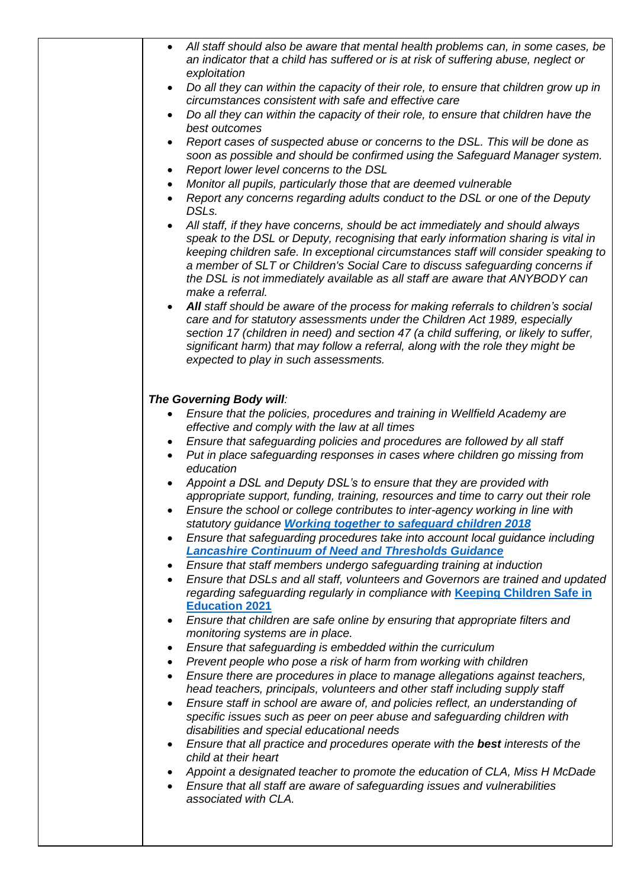- *All staff should also be aware that mental health problems can, in some cases, be an indicator that a child has suffered or is at risk of suffering abuse, neglect or exploitation*
- *Do all they can within the capacity of their role, to ensure that children grow up in circumstances consistent with safe and effective care*
- *Do all they can within the capacity of their role, to ensure that children have the best outcomes*
- *Report cases of suspected abuse or concerns to the DSL. This will be done as soon as possible and should be confirmed using the Safeguard Manager system.*
- *Report lower level concerns to the DSL*
- *Monitor all pupils, particularly those that are deemed vulnerable*
- *Report any concerns regarding adults conduct to the DSL or one of the Deputy DSLs.*
- *All staff, if they have concerns, should be act immediately and should always speak to the DSL or Deputy, recognising that early information sharing is vital in keeping children safe. In exceptional circumstances staff will consider speaking to a member of SLT or Children's Social Care to discuss safeguarding concerns if the DSL is not immediately available as all staff are aware that ANYBODY can make a referral.*
- ***All** staff should be aware of the process for making referrals to children's social care and for statutory assessments under the Children Act 1989, especially section 17 (children in need) and section 47 (a child suffering, or likely to suffer, significant harm) that may follow a referral, along with the role they might be expected to play in such assessments.*

***The Governing Body will**:*

- *Ensure that the policies, procedures and training in Wellfield Academy are effective and comply with the law at all times*
- *Ensure that safeguarding policies and procedures are followed by all staff*
- *Put in place safeguarding responses in cases where children go missing from education*
- *Appoint a DSL and Deputy DSL's to ensure that they are provided with appropriate support, funding, training, resources and time to carry out their role*
- *Ensure the school or college contributes to inter-agency working in line with statutory guidance* ***Working together to safeguard children 2018***
- *Ensure that safeguarding procedures take into account local guidance including* ***Lancashire Continuum of Need and Thresholds Guidance***
- *Ensure that staff members undergo safeguarding training at induction*
- *Ensure that DSLs and all staff, volunteers and Governors are trained and updated regarding safeguarding regularly in compliance with* **Keeping Children Safe in Education 2021**
- *Ensure that children are safe online by ensuring that appropriate filters and monitoring systems are in place.*
- *Ensure that safeguarding is embedded within the curriculum*
- *Prevent people who pose a risk of harm from working with children*
- *Ensure there are procedures in place to manage allegations against teachers, head teachers, principals, volunteers and other staff including supply staff*
- *Ensure staff in school are aware of, and policies reflect, an understanding of specific issues such as peer on peer abuse and safeguarding children with disabilities and special educational needs*
- *Ensure that all practice and procedures operate with the **best** interests of the child at their heart*
- *Appoint a designated teacher to promote the education of CLA, Miss H McDade*
- *Ensure that all staff are aware of safeguarding issues and vulnerabilities associated with CLA.*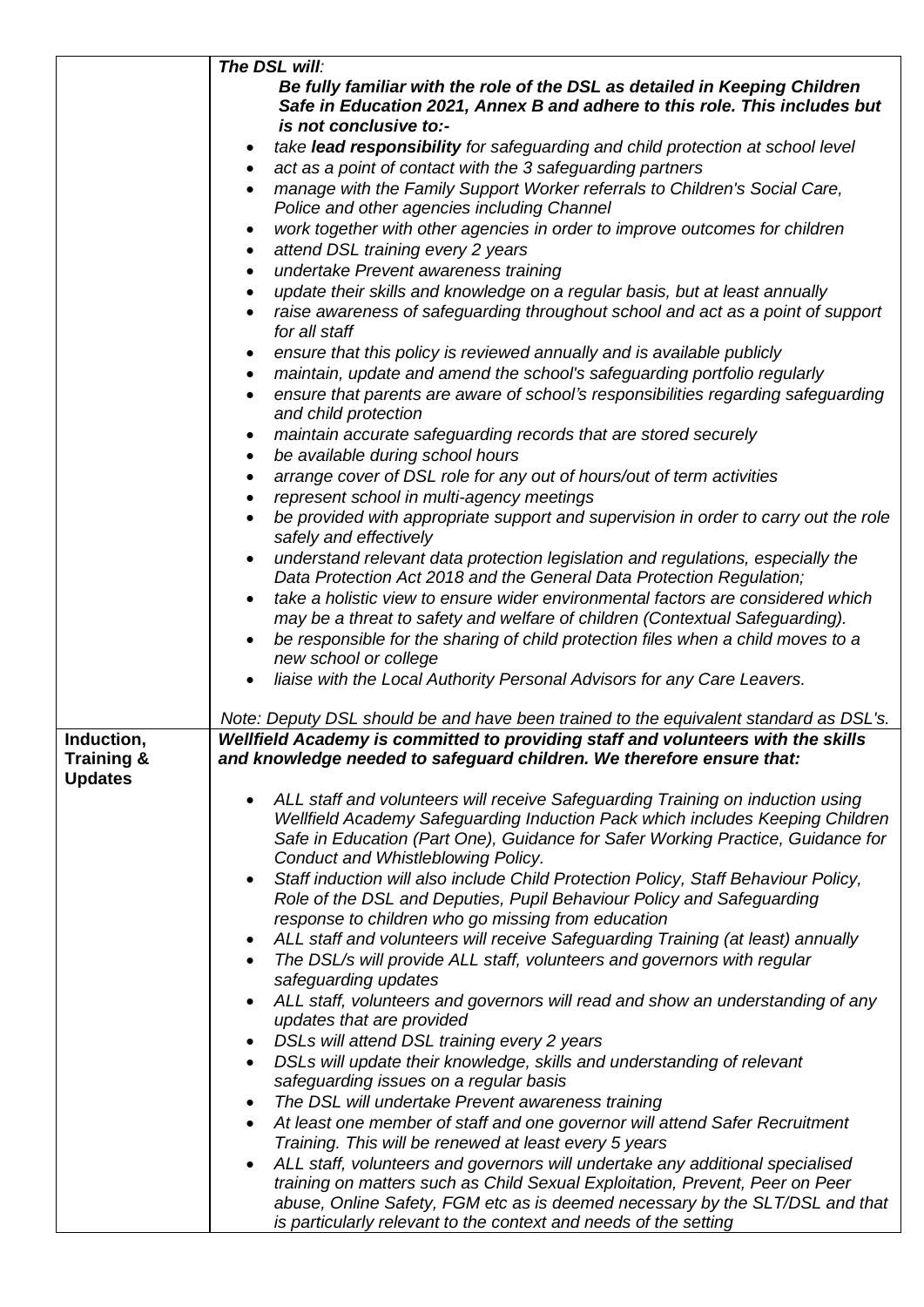| | |
|---|---|
| | ***The DSL will**:*<br>***Be fully familiar with the role of the DSL as detailed in Keeping Children Safe in Education 2021, Annex B and adhere to this role. This includes but is not conclusive to:-***<br>• *take **lead responsibility** for safeguarding and child protection at school level*<br>• *act as a point of contact with the 3 safeguarding partners*<br>• *manage with the Family Support Worker referrals to Children's Social Care, Police and other agencies including Channel*<br>• *work together with other agencies in order to improve outcomes for children*<br>• *attend DSL training every 2 years*<br>• *undertake Prevent awareness training*<br>• *update their skills and knowledge on a regular basis, but at least annually*<br>• *raise awareness of safeguarding throughout school and act as a point of support for all staff*<br>• *ensure that this policy is reviewed annually and is available publicly*<br>• *maintain, update and amend the school's safeguarding portfolio regularly*<br>• *ensure that parents are aware of school's responsibilities regarding safeguarding and child protection*<br>• *maintain accurate safeguarding records that are stored securely*<br>• *be available during school hours*<br>• *arrange cover of DSL role for any out of hours/out of term activities*<br>• *represent school in multi-agency meetings*<br>• *be provided with appropriate support and supervision in order to carry out the role safely and effectively*<br>• *understand relevant data protection legislation and regulations, especially the Data Protection Act 2018 and the General Data Protection Regulation;*<br>• *take a holistic view to ensure wider environmental factors are considered which may be a threat to safety and welfare of children (Contextual Safeguarding).*<br>• *be responsible for the sharing of child protection files when a child moves to a new school or college*<br>• *liaise with the Local Authority Personal Advisors for any Care Leavers.*<br><br>*Note: Deputy DSL should be and have been trained to the equivalent standard as DSL's.* |
| **Induction, Training & Updates** | ***Wellfield Academy is committed to providing staff and volunteers with the skills and knowledge needed to safeguard children. We therefore ensure that:***<br>• *ALL staff and volunteers will receive Safeguarding Training on induction using Wellfield Academy Safeguarding Induction Pack which includes Keeping Children Safe in Education (Part One), Guidance for Safer Working Practice, Guidance for Conduct and Whistleblowing Policy.*<br>• *Staff induction will also include Child Protection Policy, Staff Behaviour Policy, Role of the DSL and Deputies, Pupil Behaviour Policy and Safeguarding response to children who go missing from education*<br>• *ALL staff and volunteers will receive Safeguarding Training (at least) annually*<br>• *The DSL/s will provide ALL staff, volunteers and governors with regular safeguarding updates*<br>• *ALL staff, volunteers and governors will read and show an understanding of any updates that are provided*<br>• *DSLs will attend DSL training every 2 years*<br>• *DSLs will update their knowledge, skills and understanding of relevant safeguarding issues on a regular basis*<br>• *The DSL will undertake Prevent awareness training*<br>• *At least one member of staff and one governor will attend Safer Recruitment Training. This will be renewed at least every 5 years*<br>• *ALL staff, volunteers and governors will undertake any additional specialised training on matters such as Child Sexual Exploitation, Prevent, Peer on Peer abuse, Online Safety, FGM etc as is deemed necessary by the SLT/DSL and that is particularly relevant to the context and needs of the setting* |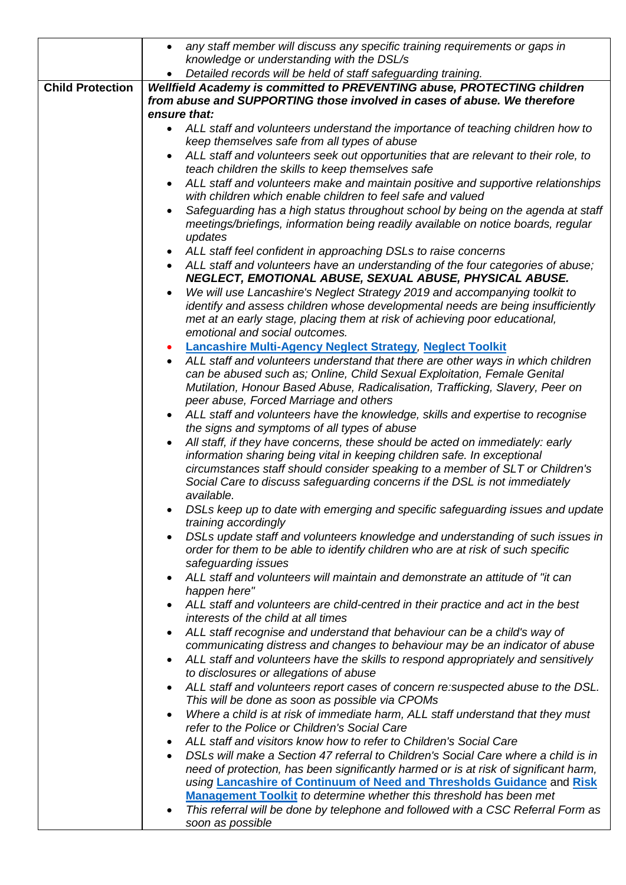| | |
|---|---|
| | <ul><li>*any staff member will discuss any specific training requirements or gaps in knowledge or understanding with the DSL/s*</li><li>*Detailed records will be held of staff safeguarding training.*</li></ul> |
| **Child Protection** | ***Wellfield Academy is committed to PREVENTING abuse, PROTECTING children from abuse and SUPPORTING those involved in cases of abuse. We therefore ensure that:***<ul><li>*ALL staff and volunteers understand the importance of teaching children how to keep themselves safe from all types of abuse*</li><li>*ALL staff and volunteers seek out opportunities that are relevant to their role, to teach children the skills to keep themselves safe*</li><li>*ALL staff and volunteers make and maintain positive and supportive relationships with children which enable children to feel safe and valued*</li><li>*Safeguarding has a high status throughout school by being on the agenda at staff meetings/briefings, information being readily available on notice boards, regular updates*</li><li>*ALL staff feel confident in approaching DSLs to raise concerns*</li><li>*ALL staff and volunteers have an understanding of the four categories of abuse;* ***NEGLECT, EMOTIONAL ABUSE, SEXUAL ABUSE, PHYSICAL ABUSE.***</li><li>*We will use Lancashire's Neglect Strategy 2019 and accompanying toolkit to identify and assess children whose developmental needs are being insufficiently met at an early stage, placing them at risk of achieving poor educational, emotional and social outcomes.*</li><li>**Lancashire Multi-Agency Neglect Strategy**, **Neglect Toolkit**</li><li>*ALL staff and volunteers understand that there are other ways in which children can be abused such as; Online, Child Sexual Exploitation, Female Genital Mutilation, Honour Based Abuse, Radicalisation, Trafficking, Slavery, Peer on peer abuse, Forced Marriage and others*</li><li>*ALL staff and volunteers have the knowledge, skills and expertise to recognise the signs and symptoms of all types of abuse*</li><li>*All staff, if they have concerns, these should be acted on immediately: early information sharing being vital in keeping children safe. In exceptional circumstances staff should consider speaking to a member of SLT or Children's Social Care to discuss safeguarding concerns if the DSL is not immediately available.*</li><li>*DSLs keep up to date with emerging and specific safeguarding issues and update training accordingly*</li><li>*DSLs update staff and volunteers knowledge and understanding of such issues in order for them to be able to identify children who are at risk of such specific safeguarding issues*</li><li>*ALL staff and volunteers will maintain and demonstrate an attitude of "it can happen here"*</li><li>*ALL staff and volunteers are child-centred in their practice and act in the best interests of the child at all times*</li><li>*ALL staff recognise and understand that behaviour can be a child's way of communicating distress and changes to behaviour may be an indicator of abuse*</li><li>*ALL staff and volunteers have the skills to respond appropriately and sensitively to disclosures or allegations of abuse*</li><li>*ALL staff and volunteers report cases of concern re:suspected abuse to the DSL. This will be done as soon as possible via CPOMs*</li><li>*Where a child is at risk of immediate harm, ALL staff understand that they must refer to the Police or Children's Social Care*</li><li>*ALL staff and visitors know how to refer to Children's Social Care*</li><li>*DSLs will make a Section 47 referral to Children's Social Care where a child is in need of protection, has been significantly harmed or is at risk of significant harm, using* **Lancashire of Continuum of Need and Thresholds Guidance** and **Risk Management Toolkit** *to determine whether this threshold has been met*</li><li>*This referral will be done by telephone and followed with a CSC Referral Form as soon as possible*</li></ul> |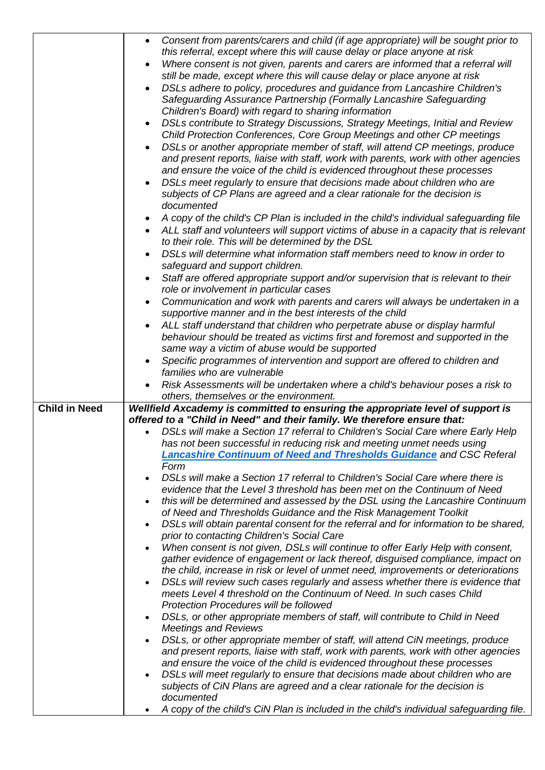| | |
|---|---|
| | • *Consent from parents/carers and child (if age appropriate) will be sought prior to this referral, except where this will cause delay or place anyone at risk*<br>• *Where consent is not given, parents and carers are informed that a referral will still be made, except where this will cause delay or place anyone at risk*<br>• *DSLs adhere to policy, procedures and guidance from Lancashire Children's Safeguarding Assurance Partnership (Formally Lancashire Safeguarding Children's Board) with regard to sharing information*<br>• *DSLs contribute to Strategy Discussions, Strategy Meetings, Initial and Review Child Protection Conferences, Core Group Meetings and other CP meetings*<br>• *DSLs or another appropriate member of staff, will attend CP meetings, produce and present reports, liaise with staff, work with parents, work with other agencies and ensure the voice of the child is evidenced throughout these processes*<br>• *DSLs meet regularly to ensure that decisions made about children who are subjects of CP Plans are agreed and a clear rationale for the decision is documented*<br>• *A copy of the child's CP Plan is included in the child's individual safeguarding file*<br>• *ALL staff and volunteers will support victims of abuse in a capacity that is relevant to their role. This will be determined by the DSL*<br>• *DSLs will determine what information staff members need to know in order to safeguard and support children.*<br>• *Staff are offered appropriate support and/or supervision that is relevant to their role or involvement in particular cases*<br>• *Communication and work with parents and carers will always be undertaken in a supportive manner and in the best interests of the child*<br>• *ALL staff understand that children who perpetrate abuse or display harmful behaviour should be treated as victims first and foremost and supported in the same way a victim of abuse would be supported*<br>• *Specific programmes of intervention and support are offered to children and families who are vulnerable*<br>• *Risk Assessments will be undertaken where a child's behaviour poses a risk to others, themselves or the environment.* |
| **Child in Need** | ***Wellfield Axcademy is committed to ensuring the appropriate level of support is offered to a "Child in Need" and their family. We therefore ensure that:***<br>• *DSLs will make a Section 17 referral to Children's Social Care where Early Help has not been successful in reducing risk and meeting unmet needs using* ***Lancashire Continuum of Need and Thresholds Guidance*** *and CSC Referal Form*<br>• *DSLs will make a Section 17 referral to Children's Social Care where there is evidence that the Level 3 threshold has been met on the Continuum of Need*<br>• *this will be determined and assessed by the DSL using the Lancashire Continuum of Need and Thresholds Guidance and the Risk Management Toolkit*<br>• *DSLs will obtain parental consent for the referral and for information to be shared, prior to contacting Children's Social Care*<br>• *When consent is not given, DSLs will continue to offer Early Help with consent, gather evidence of engagement or lack thereof, disguised compliance, impact on the child, increase in risk or level of unmet need, improvements or deteriorations*<br>• *DSLs will review such cases regularly and assess whether there is evidence that meets Level 4 threshold on the Continuum of Need. In such cases Child Protection Procedures will be followed*<br>• *DSLs, or other appropriate members of staff, will contribute to Child in Need Meetings and Reviews*<br>• *DSLs, or other appropriate member of staff, will attend CiN meetings, produce and present reports, liaise with staff, work with parents, work with other agencies and ensure the voice of the child is evidenced throughout these processes*<br>• *DSLs will meet regularly to ensure that decisions made about children who are subjects of CiN Plans are agreed and a clear rationale for the decision is documented*<br>• *A copy of the child's CiN Plan is included in the child's individual safeguarding file.* |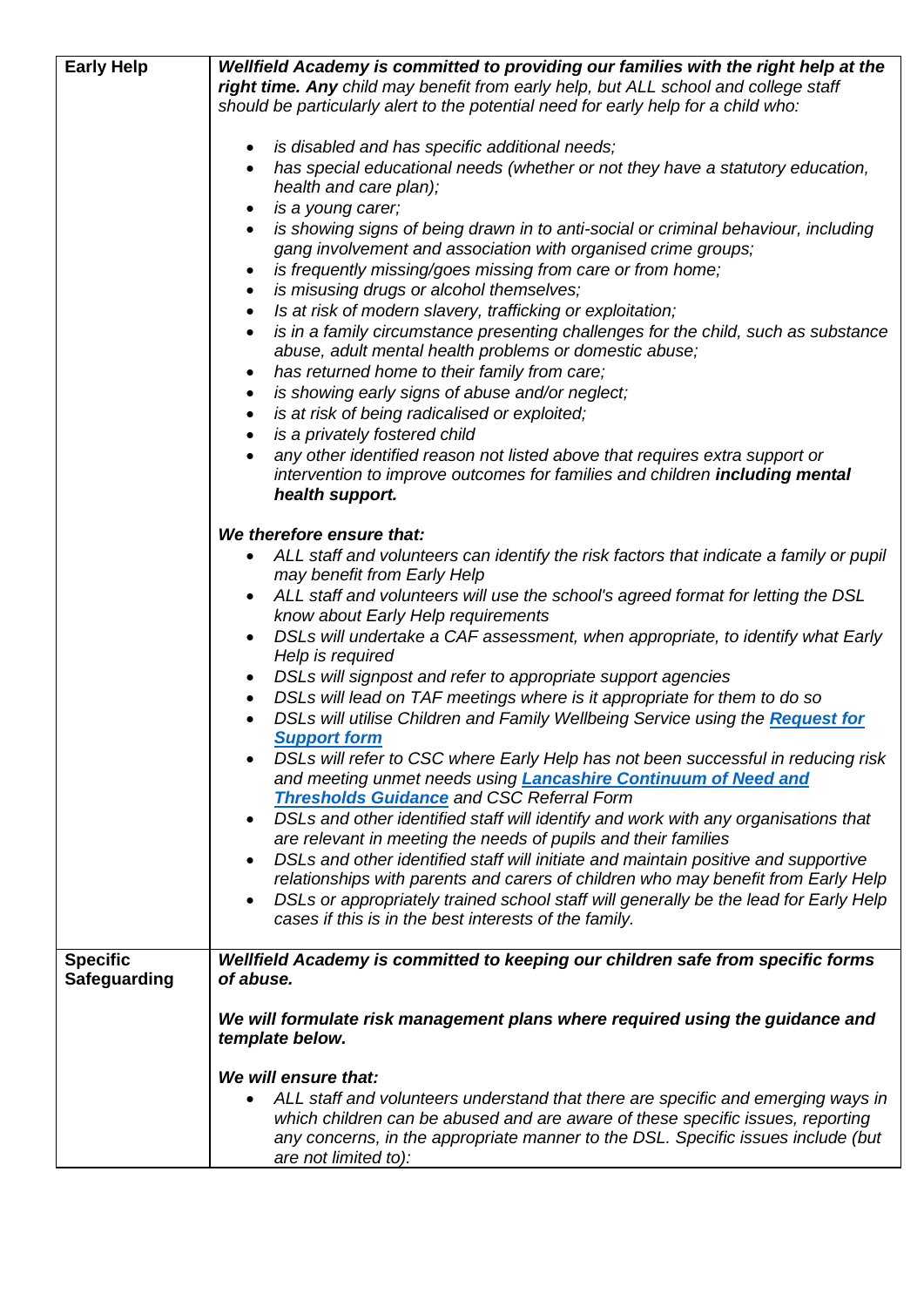| | |
|---|---|
| **Early Help** | ***Wellfield Academy is committed to providing our families with the right help at the right time. Any*** *child may benefit from early help, but ALL school and college staff should be particularly alert to the potential need for early help for a child who:*<br><br>• *is disabled and has specific additional needs;*<br>• *has special educational needs (whether or not they have a statutory education, health and care plan);*<br>• *is a young carer;*<br>• *is showing signs of being drawn in to anti-social or criminal behaviour, including gang involvement and association with organised crime groups;*<br>• *is frequently missing/goes missing from care or from home;*<br>• *is misusing drugs or alcohol themselves;*<br>• *Is at risk of modern slavery, trafficking or exploitation;*<br>• *is in a family circumstance presenting challenges for the child, such as substance abuse, adult mental health problems or domestic abuse;*<br>• *has returned home to their family from care;*<br>• *is showing early signs of abuse and/or neglect;*<br>• *is at risk of being radicalised or exploited;*<br>• *is a privately fostered child*<br>• *any other identified reason not listed above that requires extra support or intervention to improve outcomes for families and children* ***including mental health support.***<br><br>***We therefore ensure that:***<br>• *ALL staff and volunteers can identify the risk factors that indicate a family or pupil may benefit from Early Help*<br>• *ALL staff and volunteers will use the school's agreed format for letting the DSL know about Early Help requirements*<br>• *DSLs will undertake a CAF assessment, when appropriate, to identify what Early Help is required*<br>• *DSLs will signpost and refer to appropriate support agencies*<br>• *DSLs will lead on TAF meetings where is it appropriate for them to do so*<br>• *DSLs will utilise Children and Family Wellbeing Service using the* ***Request for Support form***<br>• *DSLs will refer to CSC where Early Help has not been successful in reducing risk and meeting unmet needs using* ***Lancashire Continuum of Need and Thresholds Guidance*** *and CSC Referral Form*<br>• *DSLs and other identified staff will identify and work with any organisations that are relevant in meeting the needs of pupils and their families*<br>• *DSLs and other identified staff will initiate and maintain positive and supportive relationships with parents and carers of children who may benefit from Early Help*<br>• *DSLs or appropriately trained school staff will generally be the lead for Early Help cases if this is in the best interests of the family.* |
| **Specific Safeguarding** | ***Wellfield Academy is committed to keeping our children safe from specific forms of abuse.***<br><br>***We will formulate risk management plans where required using the guidance and template below.***<br><br>***We will ensure that:***<br>• *ALL staff and volunteers understand that there are specific and emerging ways in which children can be abused and are aware of these specific issues, reporting any concerns, in the appropriate manner to the DSL. Specific issues include (but are not limited to):* |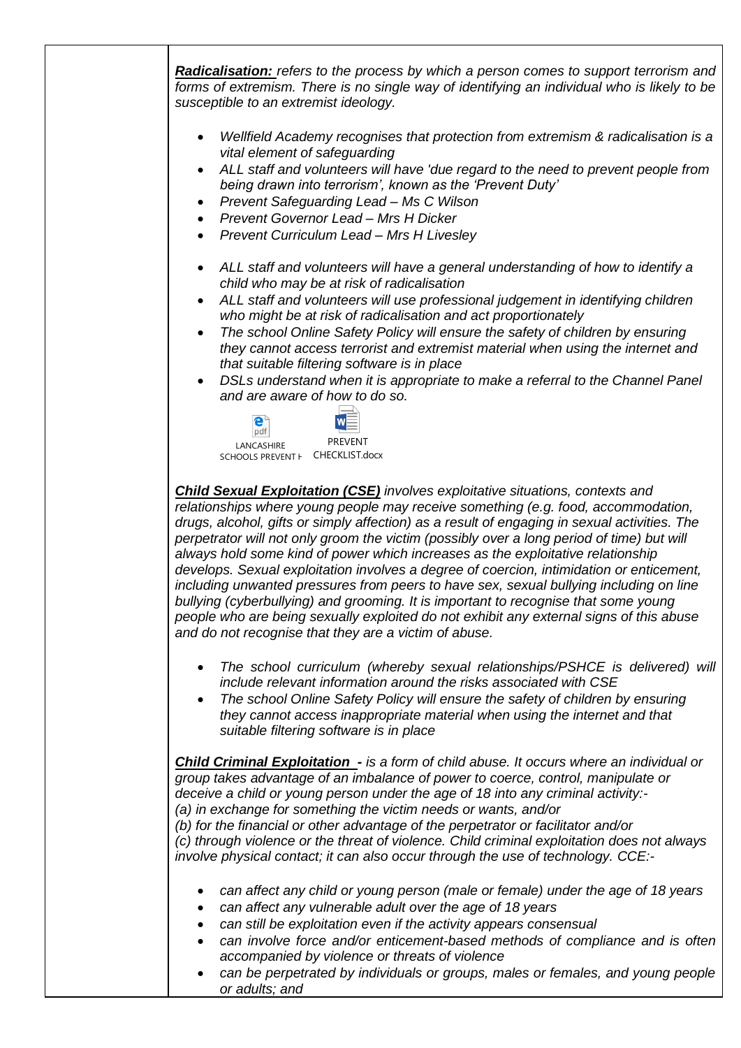***Radicalisation:*** *refers to the process by which a person comes to support terrorism and forms of extremism. There is no single way of identifying an individual who is likely to be susceptible to an extremist ideology.*

- *Wellfield Academy recognises that protection from extremism & radicalisation is a vital element of safeguarding*
- *ALL staff and volunteers will have 'due regard to the need to prevent people from being drawn into terrorism', known as the 'Prevent Duty'*
- *Prevent Safeguarding Lead – Ms C Wilson*
- *Prevent Governor Lead – Mrs H Dicker*
- *Prevent Curriculum Lead – Mrs H Livesley*

- *ALL staff and volunteers will have a general understanding of how to identify a child who may be at risk of radicalisation*
- *ALL staff and volunteers will use professional judgement in identifying children who might be at risk of radicalisation and act proportionately*
- *The school Online Safety Policy will ensure the safety of children by ensuring they cannot access terrorist and extremist material when using the internet and that suitable filtering software is in place*
- *DSLs understand when it is appropriate to make a referral to the Channel Panel and are aware of how to do so.*

LANCASHIRE SCHOOLS PREVENT H    PREVENT CHECKLIST.docx

***Child Sexual Exploitation (CSE)*** *involves exploitative situations, contexts and relationships where young people may receive something (e.g. food, accommodation, drugs, alcohol, gifts or simply affection) as a result of engaging in sexual activities. The perpetrator will not only groom the victim (possibly over a long period of time) but will always hold some kind of power which increases as the exploitative relationship develops. Sexual exploitation involves a degree of coercion, intimidation or enticement, including unwanted pressures from peers to have sex, sexual bullying including on line bullying (cyberbullying) and grooming. It is important to recognise that some young people who are being sexually exploited do not exhibit any external signs of this abuse and do not recognise that they are a victim of abuse.*

- *The school curriculum (whereby sexual relationships/PSHCE is delivered) will include relevant information around the risks associated with CSE*
- *The school Online Safety Policy will ensure the safety of children by ensuring they cannot access inappropriate material when using the internet and that suitable filtering software is in place*

***Child Criminal Exploitation -*** *is a form of child abuse. It occurs where an individual or group takes advantage of an imbalance of power to coerce, control, manipulate or deceive a child or young person under the age of 18 into any criminal activity:-*
*(a) in exchange for something the victim needs or wants, and/or*
*(b) for the financial or other advantage of the perpetrator or facilitator and/or*
*(c) through violence or the threat of violence. Child criminal exploitation does not always involve physical contact; it can also occur through the use of technology. CCE:-*

- *can affect any child or young person (male or female) under the age of 18 years*
- *can affect any vulnerable adult over the age of 18 years*
- *can still be exploitation even if the activity appears consensual*
- *can involve force and/or enticement-based methods of compliance and is often accompanied by violence or threats of violence*
- *can be perpetrated by individuals or groups, males or females, and young people or adults; and*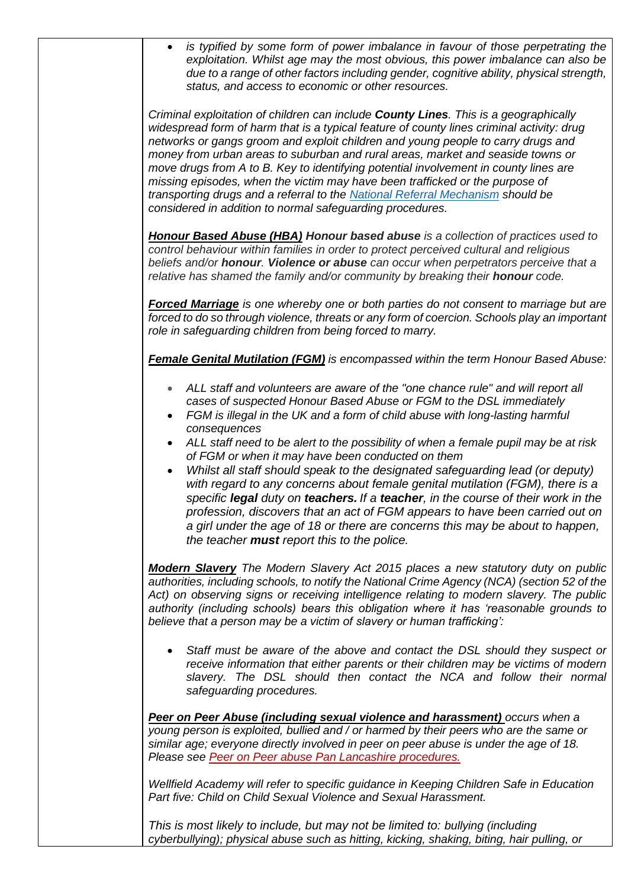- *is typified by some form of power imbalance in favour of those perpetrating the exploitation. Whilst age may the most obvious, this power imbalance can also be due to a range of other factors including gender, cognitive ability, physical strength, status, and access to economic or other resources.*

*Criminal exploitation of children can include **County Lines**. This is a geographically widespread form of harm that is a typical feature of county lines criminal activity: drug networks or gangs groom and exploit children and young people to carry drugs and money from urban areas to suburban and rural areas, market and seaside towns or move drugs from A to B. Key to identifying potential involvement in county lines are missing episodes, when the victim may have been trafficked or the purpose of transporting drugs and a referral to the [National Referral Mechanism]() should be considered in addition to normal safeguarding procedures.*

***Honour Based Abuse (HBA)*** ***Honour based abuse*** *is a collection of practices used to control behaviour within families in order to protect perceived cultural and religious beliefs and/or* ***honour****.* ***Violence or abuse*** *can occur when perpetrators perceive that a relative has shamed the family and/or community by breaking their* ***honour*** *code.*

***Forced Marriage*** *is one whereby one or both parties do not consent to marriage but are forced to do so through violence, threats or any form of coercion. Schools play an important role in safeguarding children from being forced to marry.*

***Female Genital Mutilation (FGM)*** *is encompassed within the term Honour Based Abuse:*

- *ALL staff and volunteers are aware of the "one chance rule" and will report all cases of suspected Honour Based Abuse or FGM to the DSL immediately*
- *FGM is illegal in the UK and a form of child abuse with long-lasting harmful consequences*
- *ALL staff need to be alert to the possibility of when a female pupil may be at risk of FGM or when it may have been conducted on them*
- *Whilst all staff should speak to the designated safeguarding lead (or deputy) with regard to any concerns about female genital mutilation (FGM), there is a specific* ***legal*** *duty on* ***teachers.*** *If a* ***teacher****, in the course of their work in the profession, discovers that an act of FGM appears to have been carried out on a girl under the age of 18 or there are concerns this may be about to happen, the teacher* ***must*** *report this to the police.*

***Modern Slavery*** *The Modern Slavery Act 2015 places a new statutory duty on public authorities, including schools, to notify the National Crime Agency (NCA) (section 52 of the Act) on observing signs or receiving intelligence relating to modern slavery. The public authority (including schools) bears this obligation where it has 'reasonable grounds to believe that a person may be a victim of slavery or human trafficking':*

- *Staff must be aware of the above and contact the DSL should they suspect or receive information that either parents or their children may be victims of modern slavery. The DSL should then contact the NCA and follow their normal safeguarding procedures.*

***Peer on Peer Abuse (including sexual violence and harassment)*** *occurs when a young person is exploited, bullied and / or harmed by their peers who are the same or similar age; everyone directly involved in peer on peer abuse is under the age of 18. Please see [Peer on Peer abuse Pan Lancashire procedures.]()*

*Wellfield Academy will refer to specific guidance in Keeping Children Safe in Education Part five: Child on Child Sexual Violence and Sexual Harassment.*

*This is most likely to include, but may not be limited to: bullying (including cyberbullying); physical abuse such as hitting, kicking, shaking, biting, hair pulling, or*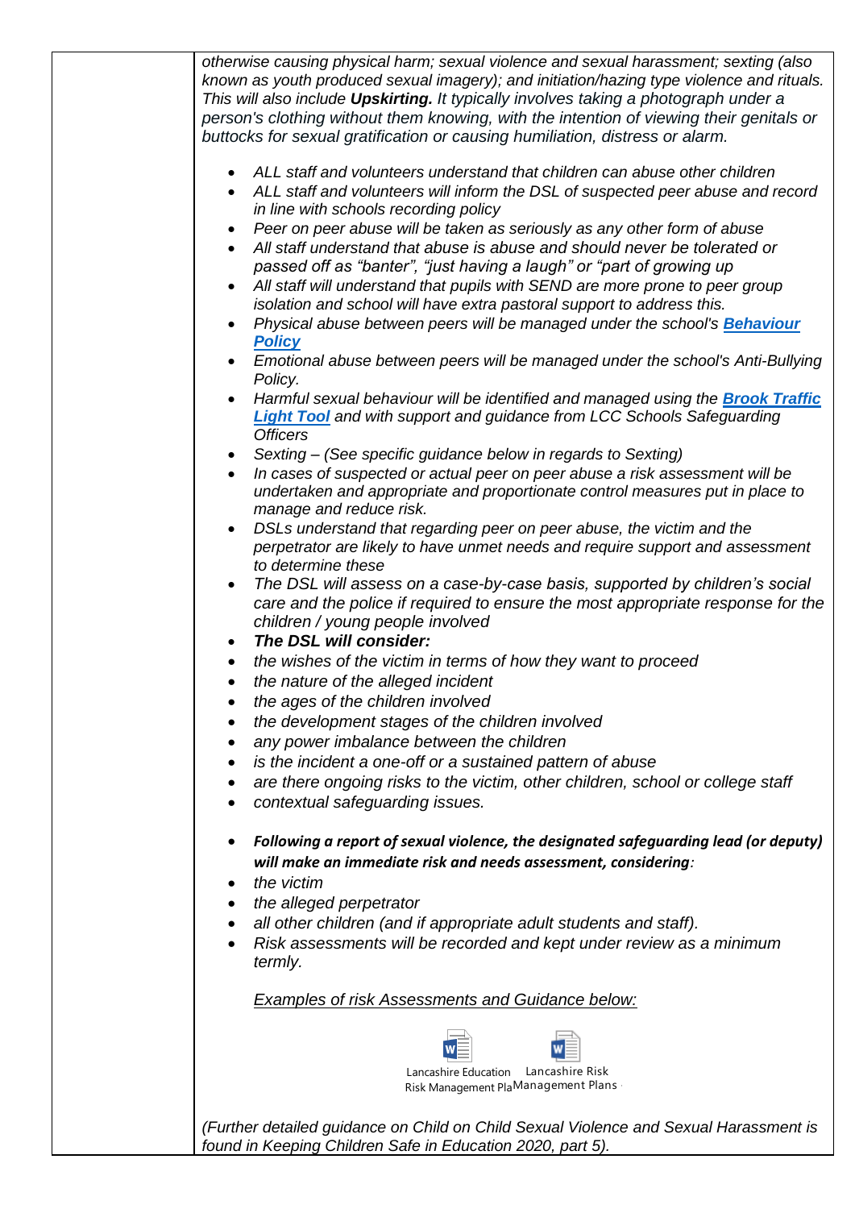| | *otherwise causing physical harm; sexual violence and sexual harassment; sexting (also known as youth produced sexual imagery); and initiation/hazing type violence and rituals. This will also include **Upskirting.** It typically involves taking a photograph under a person's clothing without them knowing, with the intention of viewing their genitals or buttocks for sexual gratification or causing humiliation, distress or alarm.*<br><br>• *ALL staff and volunteers understand that children can abuse other children*<br>• *ALL staff and volunteers will inform the DSL of suspected peer abuse and record in line with schools recording policy*<br>• *Peer on peer abuse will be taken as seriously as any other form of abuse*<br>• *All staff understand that abuse is abuse and should never be tolerated or passed off as "banter", "just having a laugh" or "part of growing up*<br>• *All staff will understand that pupils with SEND are more prone to peer group isolation and school will have extra pastoral support to address this.*<br>• *Physical abuse between peers will be managed under the school's **Behaviour Policy***<br>• *Emotional abuse between peers will be managed under the school's Anti-Bullying Policy.*<br>• *Harmful sexual behaviour will be identified and managed using the **Brook Traffic Light Tool** and with support and guidance from LCC Schools Safeguarding Officers*<br>• *Sexting – (See specific guidance below in regards to Sexting)*<br>• *In cases of suspected or actual peer on peer abuse a risk assessment will be undertaken and appropriate and proportionate control measures put in place to manage and reduce risk.*<br>• *DSLs understand that regarding peer on peer abuse, the victim and the perpetrator are likely to have unmet needs and require support and assessment to determine these*<br>• *The DSL will assess on a case-by-case basis, supported by children's social care and the police if required to ensure the most appropriate response for the children / young people involved*<br>• ***The DSL will consider:***<br>• *the wishes of the victim in terms of how they want to proceed*<br>• *the nature of the alleged incident*<br>• *the ages of the children involved*<br>• *the development stages of the children involved*<br>• *any power imbalance between the children*<br>• *is the incident a one-off or a sustained pattern of abuse*<br>• *are there ongoing risks to the victim, other children, school or college staff*<br>• *contextual safeguarding issues.*<br><br>• ***Following a report of sexual violence, the designated safeguarding lead (or deputy) will make an immediate risk and needs assessment, considering**:*<br>• *the victim*<br>• *the alleged perpetrator*<br>• *all other children (and if appropriate adult students and staff).*<br>• *Risk assessments will be recorded and kept under review as a minimum termly.*<br><br>*Examples of risk Assessments and Guidance below:*<br><br>Lancashire Education Risk Management Pla &nbsp;&nbsp; Lancashire Risk Management Plans<br><br>*(Further detailed guidance on Child on Child Sexual Violence and Sexual Harassment is found in Keeping Children Safe in Education 2020, part 5).* |
|---|---|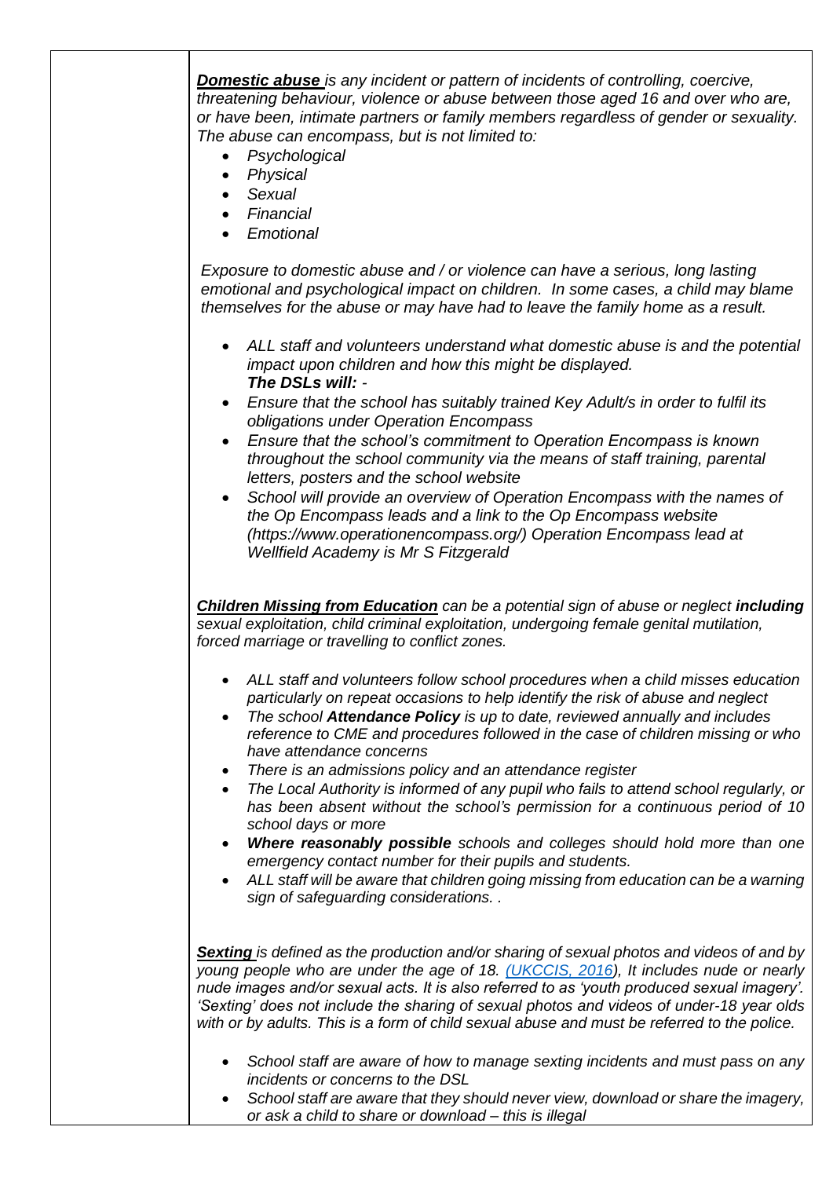***Domestic abuse*** *is any incident or pattern of incidents of controlling, coercive, threatening behaviour, violence or abuse between those aged 16 and over who are, or have been, intimate partners or family members regardless of gender or sexuality. The abuse can encompass, but is not limited to:*

- *Psychological*
- *Physical*
- *Sexual*
- *Financial*
- *Emotional*

*Exposure to domestic abuse and / or violence can have a serious, long lasting emotional and psychological impact on children. In some cases, a child may blame themselves for the abuse or may have had to leave the family home as a result.*

- *ALL staff and volunteers understand what domestic abuse is and the potential impact upon children and how this might be displayed.*
  ***The DSLs will:*** *-*
- *Ensure that the school has suitably trained Key Adult/s in order to fulfil its obligations under Operation Encompass*
- *Ensure that the school's commitment to Operation Encompass is known throughout the school community via the means of staff training, parental letters, posters and the school website*
- *School will provide an overview of Operation Encompass with the names of the Op Encompass leads and a link to the Op Encompass website (https://www.operationencompass.org/) Operation Encompass lead at Wellfield Academy is Mr S Fitzgerald*

***Children Missing from Education*** *can be a potential sign of abuse or neglect* ***including*** *sexual exploitation, child criminal exploitation, undergoing female genital mutilation, forced marriage or travelling to conflict zones.*

- *ALL staff and volunteers follow school procedures when a child misses education particularly on repeat occasions to help identify the risk of abuse and neglect*
- *The school* ***Attendance Policy*** *is up to date, reviewed annually and includes reference to CME and procedures followed in the case of children missing or who have attendance concerns*
- *There is an admissions policy and an attendance register*
- *The Local Authority is informed of any pupil who fails to attend school regularly, or has been absent without the school's permission for a continuous period of 10 school days or more*
- ***Where reasonably possible*** *schools and colleges should hold more than one emergency contact number for their pupils and students.*
- *ALL staff will be aware that children going missing from education can be a warning sign of safeguarding considerations. .*

***Sexting*** *is defined as the production and/or sharing of sexual photos and videos of and by young people who are under the age of 18. [(UKCCIS, 2016)](), It includes nude or nearly nude images and/or sexual acts. It is also referred to as 'youth produced sexual imagery'. 'Sexting' does not include the sharing of sexual photos and videos of under-18 year olds with or by adults. This is a form of child sexual abuse and must be referred to the police.*

- *School staff are aware of how to manage sexting incidents and must pass on any incidents or concerns to the DSL*
- *School staff are aware that they should never view, download or share the imagery, or ask a child to share or download – this is illegal*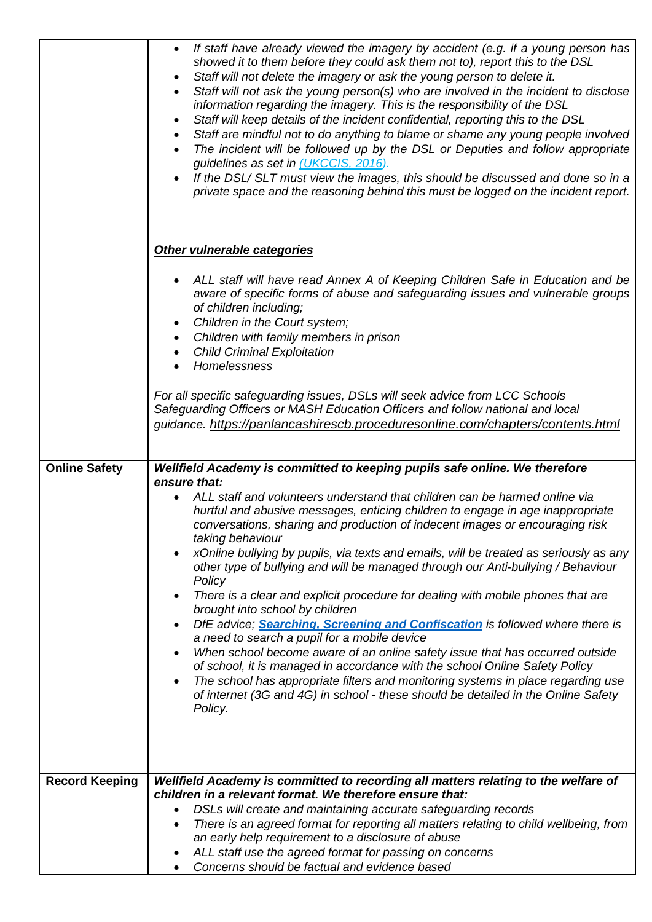| | |
|---|---|
| | • *If staff have already viewed the imagery by accident (e.g. if a young person has showed it to them before they could ask them not to), report this to the DSL*<br>• *Staff will not delete the imagery or ask the young person to delete it.*<br>• *Staff will not ask the young person(s) who are involved in the incident to disclose information regarding the imagery. This is the responsibility of the DSL*<br>• *Staff will keep details of the incident confidential, reporting this to the DSL*<br>• *Staff are mindful not to do anything to blame or shame any young people involved*<br>• *The incident will be followed up by the DSL or Deputies and follow appropriate guidelines as set in [(UKCCIS, 2016).]*<br>• *If the DSL/ SLT must view the images, this should be discussed and done so in a private space and the reasoning behind this must be logged on the incident report.*<br><br>***Other vulnerable categories***<br><br>• *ALL staff will have read Annex A of Keeping Children Safe in Education and be aware of specific forms of abuse and safeguarding issues and vulnerable groups of children including;*<br>• *Children in the Court system;*<br>• *Children with family members in prison*<br>• *Child Criminal Exploitation*<br>• *Homelessness*<br><br>*For all specific safeguarding issues, DSLs will seek advice from LCC Schools Safeguarding Officers or MASH Education Officers and follow national and local guidance.* https://panlancashirescb.proceduresonline.com/chapters/contents.html |
| **Online Safety** | ***Wellfield Academy is committed to keeping pupils safe online. We therefore ensure that:***<br>• *ALL staff and volunteers understand that children can be harmed online via hurtful and abusive messages, enticing children to engage in age inappropriate conversations, sharing and production of indecent images or encouraging risk taking behaviour*<br>• *xOnline bullying by pupils, via texts and emails, will be treated as seriously as any other type of bullying and will be managed through our Anti-bullying / Behaviour Policy*<br>• *There is a clear and explicit procedure for dealing with mobile phones that are brought into school by children*<br>• *DfE advice;* ***Searching, Screening and Confiscation*** *is followed where there is a need to search a pupil for a mobile device*<br>• *When school become aware of an online safety issue that has occurred outside of school, it is managed in accordance with the school Online Safety Policy*<br>• *The school has appropriate filters and monitoring systems in place regarding use of internet (3G and 4G) in school - these should be detailed in the Online Safety Policy.* |
| **Record Keeping** | ***Wellfield Academy is committed to recording all matters relating to the welfare of children in a relevant format. We therefore ensure that:***<br>• *DSLs will create and maintaining accurate safeguarding records*<br>• *There is an agreed format for reporting all matters relating to child wellbeing, from an early help requirement to a disclosure of abuse*<br>• *ALL staff use the agreed format for passing on concerns*<br>• *Concerns should be factual and evidence based* |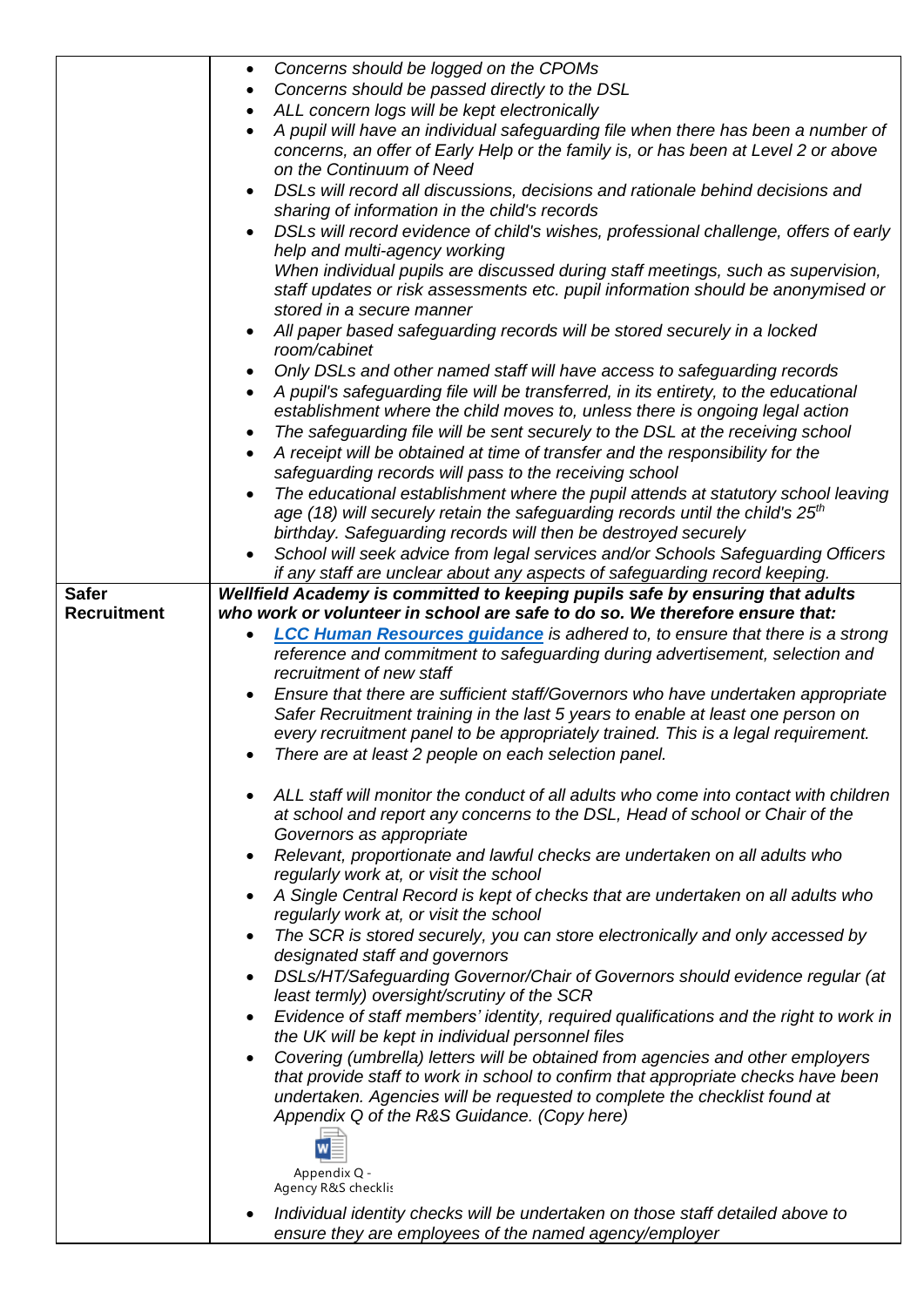| | |
|---|---|
| | • *Concerns should be logged on the CPOMs*<br>• *Concerns should be passed directly to the DSL*<br>• *ALL concern logs will be kept electronically*<br>• *A pupil will have an individual safeguarding file when there has been a number of concerns, an offer of Early Help or the family is, or has been at Level 2 or above on the Continuum of Need*<br>• *DSLs will record all discussions, decisions and rationale behind decisions and sharing of information in the child's records*<br>• *DSLs will record evidence of child's wishes, professional challenge, offers of early help and multi-agency working*<br>*When individual pupils are discussed during staff meetings, such as supervision, staff updates or risk assessments etc. pupil information should be anonymised or stored in a secure manner*<br>• *All paper based safeguarding records will be stored securely in a locked room/cabinet*<br>• *Only DSLs and other named staff will have access to safeguarding records*<br>• *A pupil's safeguarding file will be transferred, in its entirety, to the educational establishment where the child moves to, unless there is ongoing legal action*<br>• *The safeguarding file will be sent securely to the DSL at the receiving school*<br>• *A receipt will be obtained at time of transfer and the responsibility for the safeguarding records will pass to the receiving school*<br>• *The educational establishment where the pupil attends at statutory school leaving age (18) will securely retain the safeguarding records until the child's 25th birthday. Safeguarding records will then be destroyed securely*<br>• *School will seek advice from legal services and/or Schools Safeguarding Officers if any staff are unclear about any aspects of safeguarding record keeping.* |
| **Safer Recruitment** | ***Wellfield Academy is committed to keeping pupils safe by ensuring that adults who work or volunteer in school are safe to do so. We therefore ensure that:***<br>• ***LCC Human Resources guidance*** *is adhered to, to ensure that there is a strong reference and commitment to safeguarding during advertisement, selection and recruitment of new staff*<br>• *Ensure that there are sufficient staff/Governors who have undertaken appropriate Safer Recruitment training in the last 5 years to enable at least one person on every recruitment panel to be appropriately trained. This is a legal requirement.*<br>• *There are at least 2 people on each selection panel.*<br>• *ALL staff will monitor the conduct of all adults who come into contact with children at school and report any concerns to the DSL, Head of school or Chair of the Governors as appropriate*<br>• *Relevant, proportionate and lawful checks are undertaken on all adults who regularly work at, or visit the school*<br>• *A Single Central Record is kept of checks that are undertaken on all adults who regularly work at, or visit the school*<br>• *The SCR is stored securely, you can store electronically and only accessed by designated staff and governors*<br>• *DSLs/HT/Safeguarding Governor/Chair of Governors should evidence regular (at least termly) oversight/scrutiny of the SCR*<br>• *Evidence of staff members' identity, required qualifications and the right to work in the UK will be kept in individual personnel files*<br>• *Covering (umbrella) letters will be obtained from agencies and other employers that provide staff to work in school to confirm that appropriate checks have been undertaken. Agencies will be requested to complete the checklist found at Appendix Q of the R&S Guidance. (Copy here)*<br>Appendix Q - Agency R&S checklis<br>• *Individual identity checks will be undertaken on those staff detailed above to ensure they are employees of the named agency/employer* |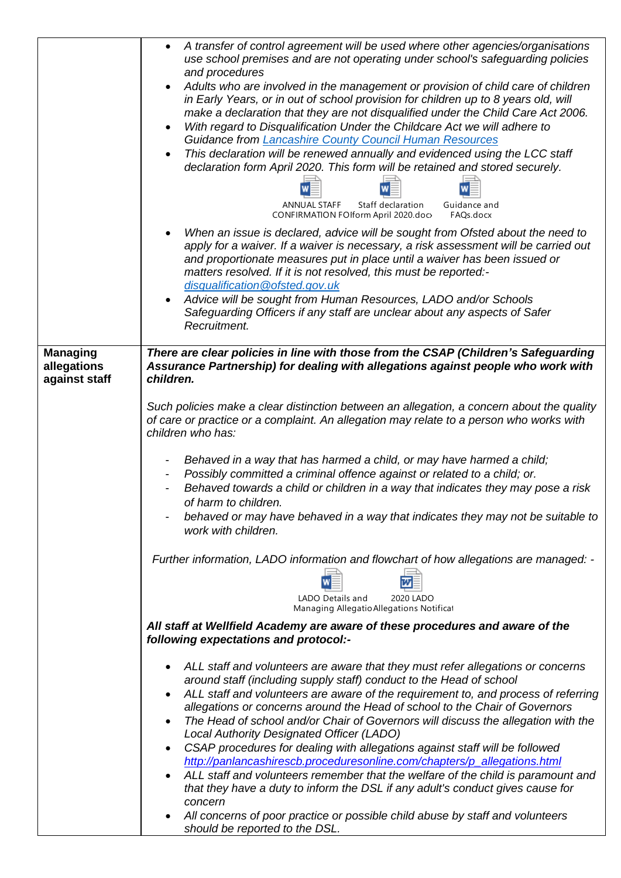| | |
|---|---|
| | - *A transfer of control agreement will be used where other agencies/organisations use school premises and are not operating under school's safeguarding policies and procedures*<br>- *Adults who are involved in the management or provision of child care of children in Early Years, or in out of school provision for children up to 8 years old, will make a declaration that they are not disqualified under the Child Care Act 2006.*<br>- *With regard to Disqualification Under the Childcare Act we will adhere to Guidance from [Lancashire County Council Human Resources](#)*<br>- *This declaration will be renewed annually and evidenced using the LCC staff declaration form April 2020. This form will be retained and stored securely.*<br><br>ANNUAL STAFF CONFIRMATION FOIform April 2020.docx · Staff declaration form April 2020.docx · Guidance and FAQs.docx<br><br>- *When an issue is declared, advice will be sought from Ofsted about the need to apply for a waiver. If a waiver is necessary, a risk assessment will be carried out and proportionate measures put in place until a waiver has been issued or matters resolved. If it is not resolved, this must be reported:- [disqualification@ofsted.gov.uk](mailto:disqualification@ofsted.gov.uk)*<br>- *Advice will be sought from Human Resources, LADO and/or Schools Safeguarding Officers if any staff are unclear about any aspects of Safer Recruitment.* |
| **Managing allegations against staff** | ***There are clear policies in line with those from the CSAP (Children's Safeguarding Assurance Partnership) for dealing with allegations against people who work with children.***<br><br>*Such policies make a clear distinction between an allegation, a concern about the quality of care or practice or a complaint. An allegation may relate to a person who works with children who has:*<br><br>- *Behaved in a way that has harmed a child, or may have harmed a child;*<br>- *Possibly committed a criminal offence against or related to a child; or.*<br>- *Behaved towards a child or children in a way that indicates they may pose a risk of harm to children.*<br>- *behaved or may have behaved in a way that indicates they may not be suitable to work with children.*<br><br>*Further information, LADO information and flowchart of how allegations are managed: -*<br><br>LADO Details and Managing Allegatio · 2020 LADO Allegations Notificat<br><br>***All staff at Wellfield Academy are aware of these procedures and aware of the following expectations and protocol:-***<br><br>- *ALL staff and volunteers are aware that they must refer allegations or concerns around staff (including supply staff) conduct to the Head of school*<br>- *ALL staff and volunteers are aware of the requirement to, and process of referring allegations or concerns around the Head of school to the Chair of Governors*<br>- *The Head of school and/or Chair of Governors will discuss the allegation with the Local Authority Designated Officer (LADO)*<br>- *CSAP procedures for dealing with allegations against staff will be followed [http://panlancashirescb.proceduresonline.com/chapters/p_allegations.html](http://panlancashirescb.proceduresonline.com/chapters/p_allegations.html)*<br>- *ALL staff and volunteers remember that the welfare of the child is paramount and that they have a duty to inform the DSL if any adult's conduct gives cause for concern*<br>- *All concerns of poor practice or possible child abuse by staff and volunteers should be reported to the DSL.* |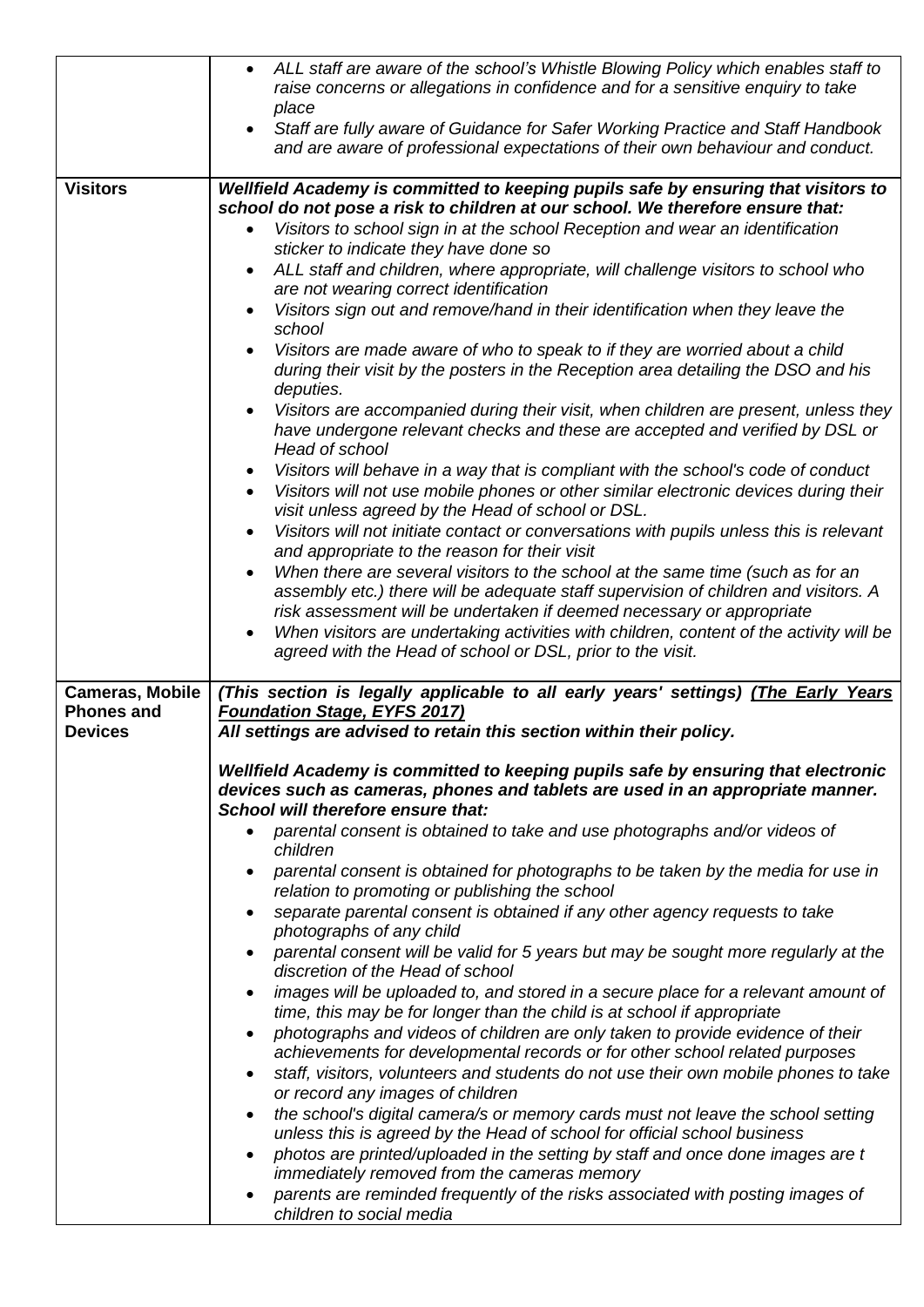| | |
|---|---|
| | • *ALL staff are aware of the school's Whistle Blowing Policy which enables staff to raise concerns or allegations in confidence and for a sensitive enquiry to take place*<br>• *Staff are fully aware of Guidance for Safer Working Practice and Staff Handbook and are aware of professional expectations of their own behaviour and conduct.* |
| **Visitors** | ***Wellfield Academy is committed to keeping pupils safe by ensuring that visitors to school do not pose a risk to children at our school. We therefore ensure that:***<br>• *Visitors to school sign in at the school Reception and wear an identification sticker to indicate they have done so*<br>• *ALL staff and children, where appropriate, will challenge visitors to school who are not wearing correct identification*<br>• *Visitors sign out and remove/hand in their identification when they leave the school*<br>• *Visitors are made aware of who to speak to if they are worried about a child during their visit by the posters in the Reception area detailing the DSO and his deputies.*<br>• *Visitors are accompanied during their visit, when children are present, unless they have undergone relevant checks and these are accepted and verified by DSL or Head of school*<br>• *Visitors will behave in a way that is compliant with the school's code of conduct*<br>• *Visitors will not use mobile phones or other similar electronic devices during their visit unless agreed by the Head of school or DSL.*<br>• *Visitors will not initiate contact or conversations with pupils unless this is relevant and appropriate to the reason for their visit*<br>• *When there are several visitors to the school at the same time (such as for an assembly etc.) there will be adequate staff supervision of children and visitors. A risk assessment will be undertaken if deemed necessary or appropriate*<br>• *When visitors are undertaking activities with children, content of the activity will be agreed with the Head of school or DSL, prior to the visit.* |
| **Cameras, Mobile Phones and Devices** | ***(This section is legally applicable to all early years' settings) <u>(The Early Years Foundation Stage, EYFS 2017)</u>***<br>***All settings are advised to retain this section within their policy.***<br><br>***Wellfield Academy is committed to keeping pupils safe by ensuring that electronic devices such as cameras, phones and tablets are used in an appropriate manner. School will therefore ensure that:***<br>• *parental consent is obtained to take and use photographs and/or videos of children*<br>• *parental consent is obtained for photographs to be taken by the media for use in relation to promoting or publishing the school*<br>• *separate parental consent is obtained if any other agency requests to take photographs of any child*<br>• *parental consent will be valid for 5 years but may be sought more regularly at the discretion of the Head of school*<br>• *images will be uploaded to, and stored in a secure place for a relevant amount of time, this may be for longer than the child is at school if appropriate*<br>• *photographs and videos of children are only taken to provide evidence of their achievements for developmental records or for other school related purposes*<br>• *staff, visitors, volunteers and students do not use their own mobile phones to take or record any images of children*<br>• *the school's digital camera/s or memory cards must not leave the school setting unless this is agreed by the Head of school for official school business*<br>• *photos are printed/uploaded in the setting by staff and once done images are t immediately removed from the cameras memory*<br>• *parents are reminded frequently of the risks associated with posting images of children to social media* |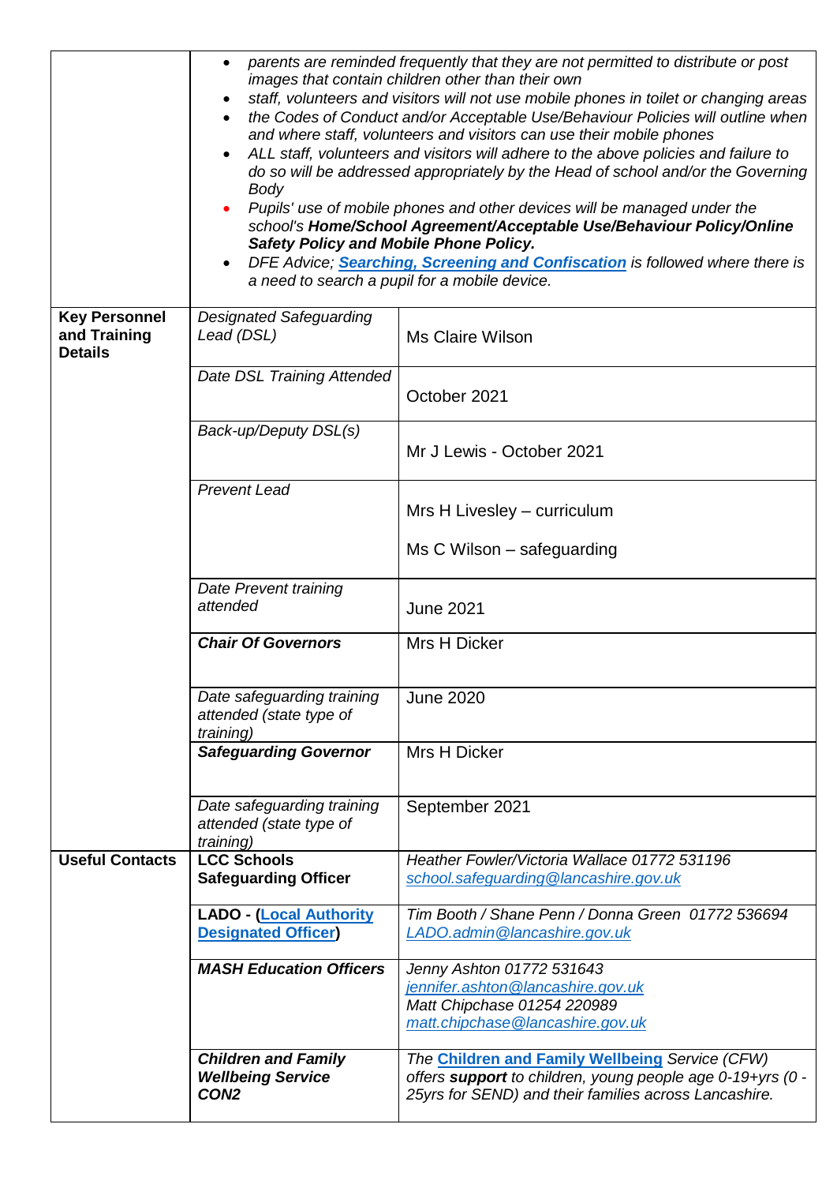| | | |
|---|---|---|
| | • *parents are reminded frequently that they are not permitted to distribute or post images that contain children other than their own*<br>• *staff, volunteers and visitors will not use mobile phones in toilet or changing areas*<br>• *the Codes of Conduct and/or Acceptable Use/Behaviour Policies will outline when and where staff, volunteers and visitors can use their mobile phones*<br>• *ALL staff, volunteers and visitors will adhere to the above policies and failure to do so will be addressed appropriately by the Head of school and/or the Governing Body*<br>• *Pupils' use of mobile phones and other devices will be managed under the school's **Home/School Agreement/Acceptable Use/Behaviour Policy/Online Safety Policy and Mobile Phone Policy.***<br>• *DFE Advice; **Searching, Screening and Confiscation** is followed where there is a need to search a pupil for a mobile device.* | |
| **Key Personnel and Training Details** | *Designated Safeguarding Lead (DSL)* | Ms Claire Wilson |
| | *Date DSL Training Attended* | October 2021 |
| | *Back-up/Deputy DSL(s)* | Mr J Lewis - October 2021 |
| | *Prevent Lead* | Mrs H Livesley – curriculum<br><br>Ms C Wilson – safeguarding |
| | *Date Prevent training attended* | June 2021 |
| | ***Chair Of Governors*** | Mrs H Dicker |
| | *Date safeguarding training attended (state type of training)* | June 2020 |
| | ***Safeguarding Governor*** | Mrs H Dicker |
| | *Date safeguarding training attended (state type of training)* | September 2021 |
| **Useful Contacts** | **LCC Schools Safeguarding Officer** | *Heather Fowler/Victoria Wallace 01772 531196*<br>*school.safeguarding@lancashire.gov.uk* |
| | **LADO - (Local Authority Designated Officer)** | *Tim Booth / Shane Penn / Donna Green 01772 536694*<br>*LADO.admin@lancashire.gov.uk* |
| | ***MASH Education Officers*** | *Jenny Ashton 01772 531643*<br>*jennifer.ashton@lancashire.gov.uk*<br>*Matt Chipchase 01254 220989*<br>*matt.chipchase@lancashire.gov.uk* |
| | ***Children and Family Wellbeing Service CON2*** | *The **Children and Family Wellbeing** Service (CFW) offers **support** to children, young people age 0-19+yrs (0 - 25yrs for SEND) and their families across Lancashire.* |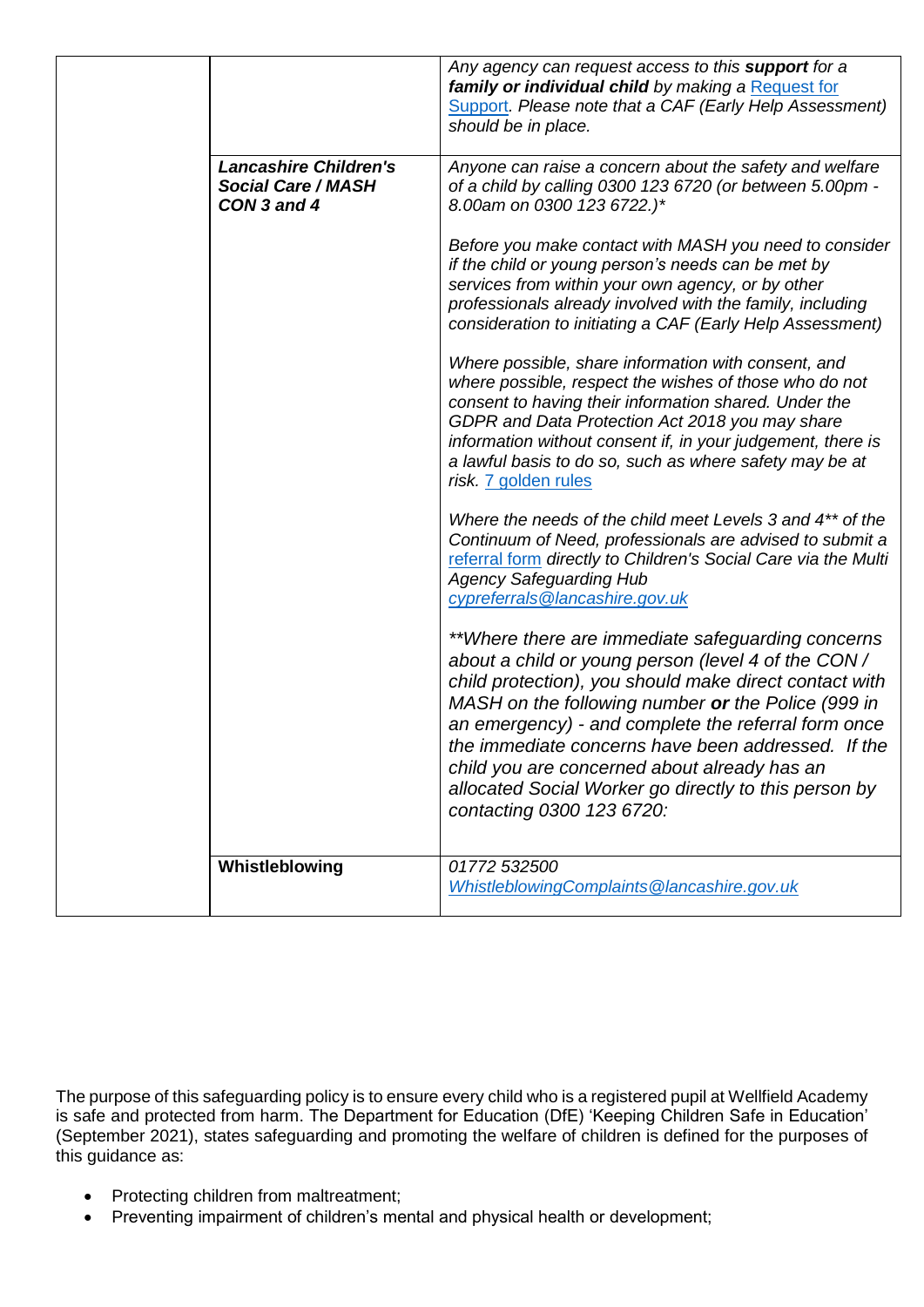| | | |
|---|---|---|
| | | *Any agency can request access to this **support** for a **family or individual child** by making a* [Request for Support](). *Please note that a CAF (Early Help Assessment) should be in place.* |
| | ***Lancashire Children's Social Care / MASH CON 3 and 4*** | *Anyone can raise a concern about the safety and welfare of a child by calling 0300 123 6720 (or between 5.00pm - 8.00am on 0300 123 6722.)**<br><br>*Before you make contact with MASH you need to consider if the child or young person's needs can be met by services from within your own agency, or by other professionals already involved with the family, including consideration to initiating a CAF (Early Help Assessment)*<br><br>*Where possible, share information with consent, and where possible, respect the wishes of those who do not consent to having their information shared. Under the GDPR and Data Protection Act 2018 you may share information without consent if, in your judgement, there is a lawful basis to do so, such as where safety may be at risk.* [7 golden rules]()<br><br>*Where the needs of the child meet Levels 3 and 4** of the Continuum of Need, professionals are advised to submit a* [referral form]() *directly to Children's Social Care via the Multi Agency Safeguarding Hub* *cypreferrals@lancashire.gov.uk*<br><br>***Where there are immediate safeguarding concerns about a child or young person (level 4 of the CON / child protection), you should make direct contact with MASH on the following number **or** the Police (999 in an emergency) - and complete the referral form once the immediate concerns have been addressed. If the child you are concerned about already has an allocated Social Worker go directly to this person by contacting 0300 123 6720:* |
| | **Whistleblowing** | *01772 532500*<br>*WhistleblowingComplaints@lancashire.gov.uk* |

The purpose of this safeguarding policy is to ensure every child who is a registered pupil at Wellfield Academy is safe and protected from harm. The Department for Education (DfE) 'Keeping Children Safe in Education' (September 2021), states safeguarding and promoting the welfare of children is defined for the purposes of this guidance as:

- Protecting children from maltreatment;
- Preventing impairment of children's mental and physical health or development;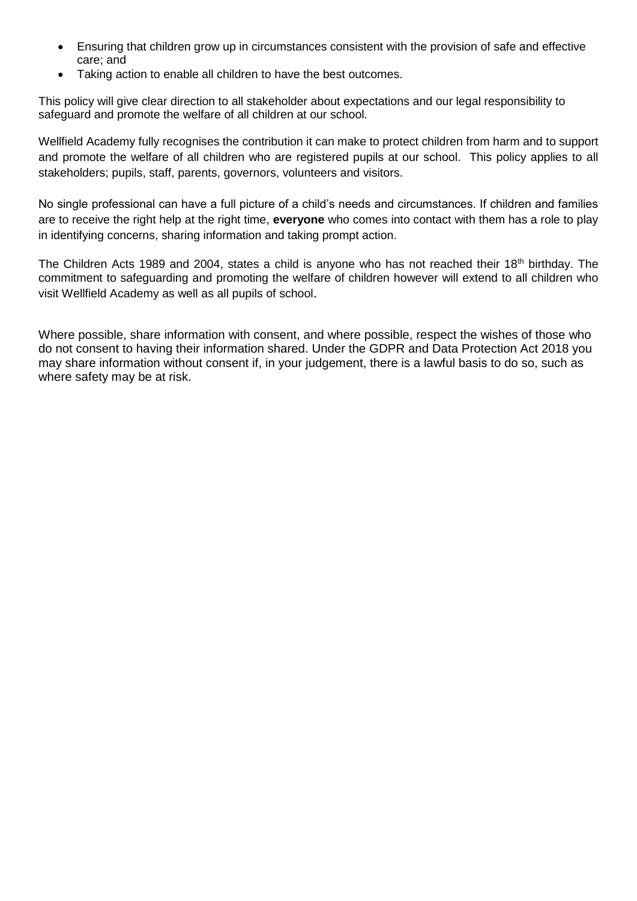- Ensuring that children grow up in circumstances consistent with the provision of safe and effective care; and
- Taking action to enable all children to have the best outcomes.

This policy will give clear direction to all stakeholder about expectations and our legal responsibility to safeguard and promote the welfare of all children at our school.

Wellfield Academy fully recognises the contribution it can make to protect children from harm and to support and promote the welfare of all children who are registered pupils at our school. This policy applies to all stakeholders; pupils, staff, parents, governors, volunteers and visitors.

No single professional can have a full picture of a child's needs and circumstances. If children and families are to receive the right help at the right time, **everyone** who comes into contact with them has a role to play in identifying concerns, sharing information and taking prompt action.

The Children Acts 1989 and 2004, states a child is anyone who has not reached their 18th birthday. The commitment to safeguarding and promoting the welfare of children however will extend to all children who visit Wellfield Academy as well as all pupils of school.

Where possible, share information with consent, and where possible, respect the wishes of those who do not consent to having their information shared. Under the GDPR and Data Protection Act 2018 you may share information without consent if, in your judgement, there is a lawful basis to do so, such as where safety may be at risk.